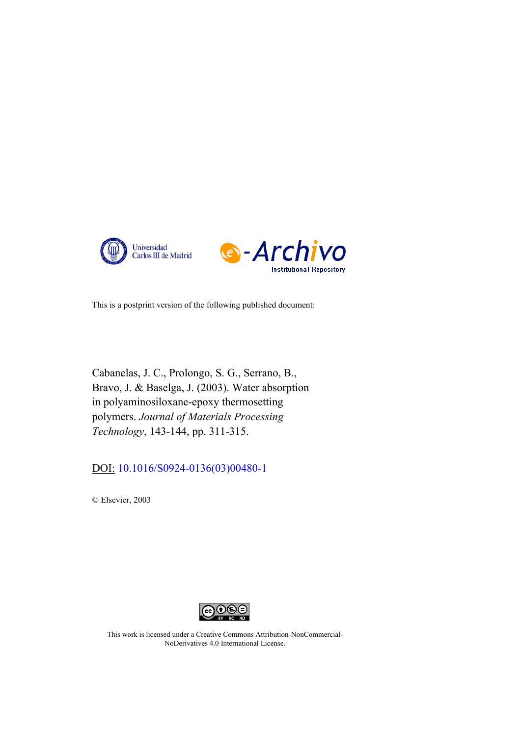Universidad Carlos III de Madrid

e-Archivo Institutional Repository

This is a postprint version of the following published document:

Cabanelas, J. C., Prolongo, S. G., Serrano, B., Bravo, J. & Baselga, J. (2003). Water absorption in polyaminosiloxane-epoxy thermosetting polymers. *Journal of Materials Processing Technology*, 143-144, pp. 311-315.

DOI: 10.1016/S0924-0136(03)00480-1

© Elsevier, 2003

This work is licensed under a Creative Commons Attribution-NonCommercial-NoDerivatives 4.0 International License.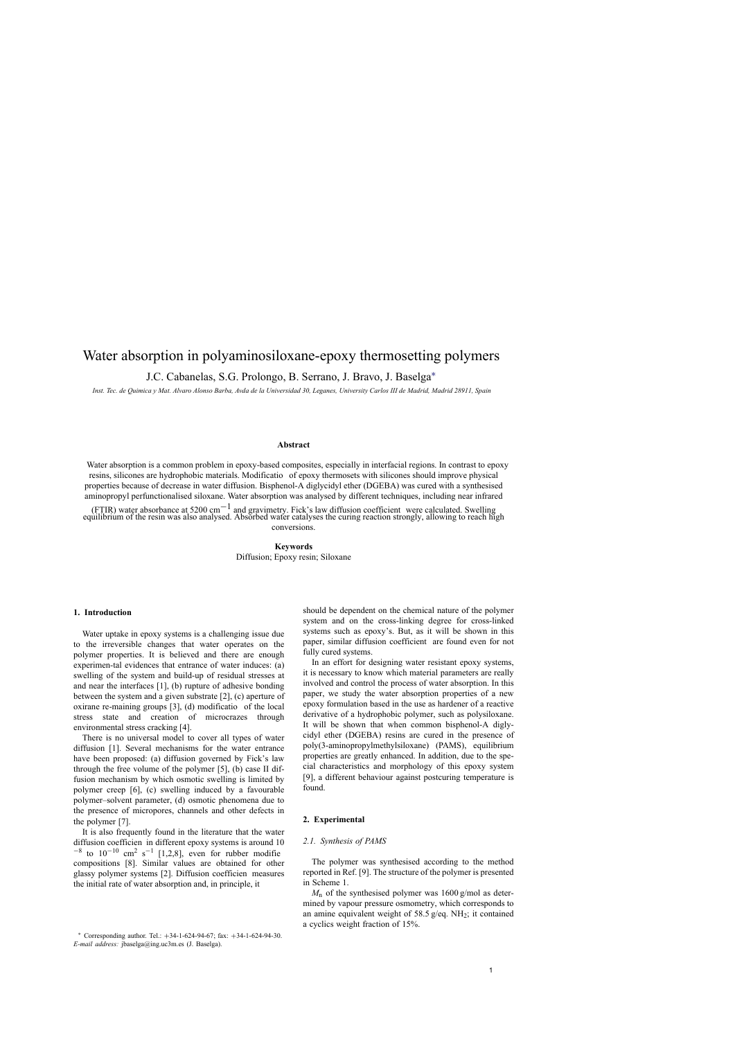# Water absorption in polyaminosiloxane-epoxy thermosetting polymers

J.C. Cabanelas, S.G. Prolongo, B. Serrano, J. Bravo, J. Baselga*

*Inst. Tec. de Quimica y Mat. Alvaro Alonso Barba, Avda de la Universidad 30, Leganes, University Carlos III de Madrid, Madrid 28911, Spain*

### Abstract

Water absorption is a common problem in epoxy-based composites, especially in interfacial regions. In contrast to epoxy resins, silicones are hydrophobic materials. Modificatio of epoxy thermosets with silicones should improve physical properties because of decrease in water diffusion. Bisphenol-A diglycidyl ether (DGEBA) was cured with a synthesised aminopropyl perfunctionalised siloxane. Water absorption was analysed by different techniques, including near infrared (FTIR) water absorbance at 5200 $cm^{-1}$ and gravimetry. Fick's law diffusion coefficient were calculated. Swelling equilibrium of the resin was also analysed. Absorbed water catalyses the curing reaction strongly, allowing to reach high conversions.

### Keywords

Diffusion; Epoxy resin; Siloxane

## 1. Introduction

Water uptake in epoxy systems is a challenging issue due to the irreversible changes that water operates on the polymer properties. It is believed and there are enough experimen-tal evidences that entrance of water induces: (a) swelling of the system and build-up of residual stresses at and near the interfaces [1], (b) rupture of adhesive bonding between the system and a given substrate [2], (c) aperture of oxirane re-maining groups [3], (d) modificatio of the local stress state and creation of microcrazes through environmental stress cracking [4].

There is no universal model to cover all types of water diffusion [1]. Several mechanisms for the water entrance have been proposed: (a) diffusion governed by Fick's law through the free volume of the polymer [5], (b) case II diffusion mechanism by which osmotic swelling is limited by polymer creep [6], (c) swelling induced by a favourable polymer–solvent parameter, (d) osmotic phenomena due to the presence of micropores, channels and other defects in the polymer [7].

It is also frequently found in the literature that the water diffusion coefficien in different epoxy systems is around $10^{-8}$ to $10^{-10}$ $cm^2\ s^{-1}$ [1,2,8], even for rubber modifie compositions [8]. Similar values are obtained for other glassy polymer systems [2]. Diffusion coefficien measures the initial rate of water absorption and, in principle, it should be dependent on the chemical nature of the polymer system and on the cross-linking degree for cross-linked systems such as epoxy's. But, as it will be shown in this paper, similar diffusion coefficient are found even for not fully cured systems.

In an effort for designing water resistant epoxy systems, it is necessary to know which material parameters are really involved and control the process of water absorption. In this paper, we study the water absorption properties of a new epoxy formulation based in the use as hardener of a reactive derivative of a hydrophobic polymer, such as polysiloxane. It will be shown that when common bisphenol-A diglycidyl ether (DGEBA) resins are cured in the presence of poly(3-aminopropylmethylsiloxane) (PAMS), equilibrium properties are greatly enhanced. In addition, due to the special characteristics and morphology of this epoxy system [9], a different behaviour against postcuring temperature is found.

## 2. Experimental

### 2.1. Synthesis of PAMS

The polymer was synthesised according to the method reported in Ref. [9]. The structure of the polymer is presented in Scheme 1.

$M_n$ of the synthesised polymer was 1600 g/mol as determined by vapour pressure osmometry, which corresponds to an amine equivalent weight of 58.5 g/eq. $NH_2$; it contained a cyclics weight fraction of 15%.

* Corresponding author. Tel.: +34-1-624-94-67; fax: +34-1-624-94-30. *E-mail address:* jbaselga@ing.uc3m.es (J. Baselga).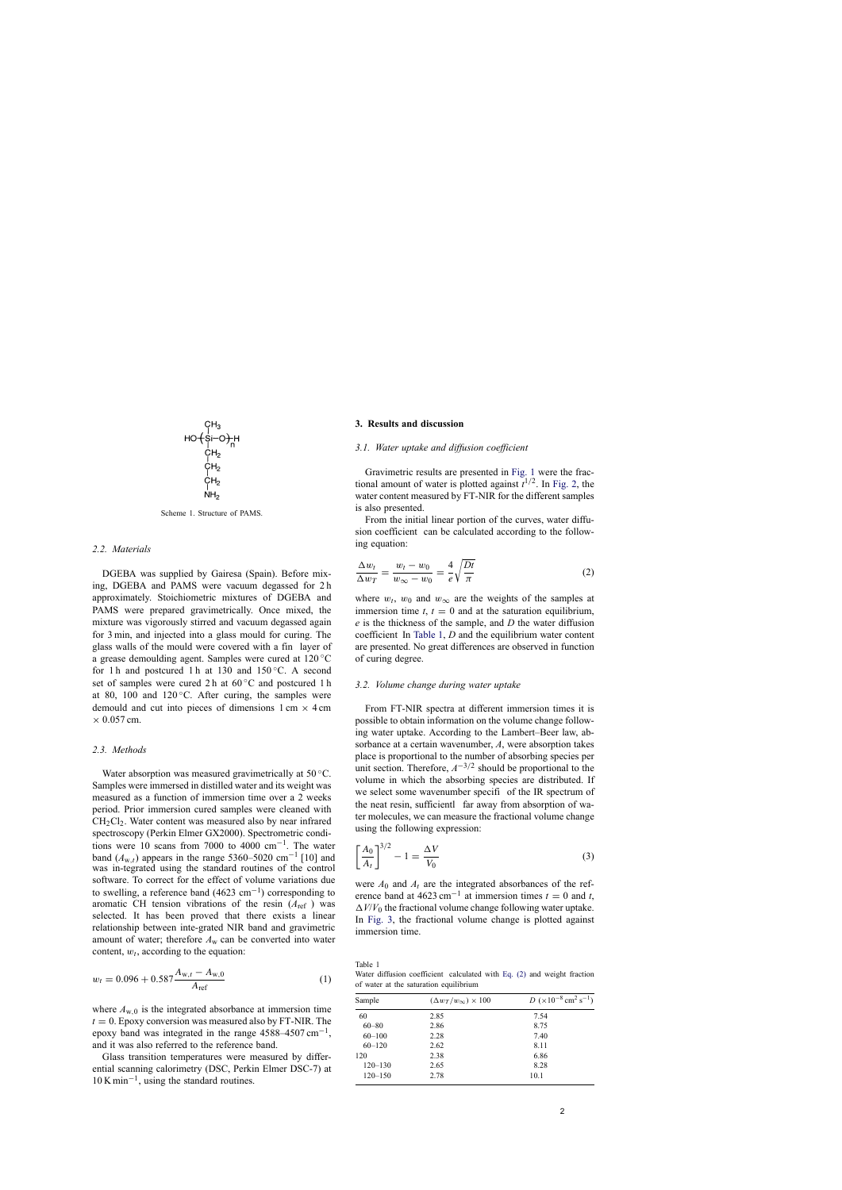$$
\begin{array}{c}
CH_3 \\
| \\
HO\text{-}\!\left(\!Si\text{-}O\!\right)_{n}\!\text{-}H \\
| \\
CH_2 \\
| \\
CH_2 \\
| \\
CH_2 \\
| \\
NH_2
\end{array}
$$

Scheme 1. Structure of PAMS.

### 2.2. Materials

DGEBA was supplied by Gairesa (Spain). Before mixing, DGEBA and PAMS were vacuum degassed for 2 h approximately. Stoichiometric mixtures of DGEBA and PAMS were prepared gravimetrically. Once mixed, the mixture was vigorously stirred and vacuum degassed again for 3 min, and injected into a glass mould for curing. The glass walls of the mould were covered with a fin layer of a grease demoulding agent. Samples were cured at 120 °C for 1 h and postcured 1 h at 130 and 150 °C. A second set of samples were cured 2 h at 60 °C and postcured 1 h at 80, 100 and 120 °C. After curing, the samples were demould and cut into pieces of dimensions 1 cm × 4 cm × 0.057 cm.

### 2.3. Methods

Water absorption was measured gravimetrically at 50 °C. Samples were immersed in distilled water and its weight was measured as a function of immersion time over a 2 weeks period. Prior immersion cured samples were cleaned with $CH_2Cl_2$. Water content was measured also by near infrared spectroscopy (Perkin Elmer GX2000). Spectrometric conditions were 10 scans from 7000 to 4000 cm$^{-1}$. The water band ($A_{w,t}$) appears in the range 5360–5020 cm$^{-1}$ [10] and was in-tegrated using the standard routines of the control software. To correct for the effect of volume variations due to swelling, a reference band (4623 cm$^{-1}$) corresponding to aromatic CH tension vibrations of the resin ($A_{ref}$ ) was selected. It has been proved that there exists a linear relationship between inte-grated NIR band and gravimetric amount of water; therefore $A_w$ can be converted into water content, $w_t$, according to the equation:

$$
w_t = 0.096 + 0.587\frac{A_{w,t} - A_{w,0}}{A_{ref}} \tag{1}
$$

where $A_{w,0}$ is the integrated absorbance at immersion time $t = 0$. Epoxy conversion was measured also by FT-NIR. The epoxy band was integrated in the range 4588–4507 cm$^{-1}$, and it was also referred to the reference band.

Glass transition temperatures were measured by differential scanning calorimetry (DSC, Perkin Elmer DSC-7) at 10 K min$^{-1}$, using the standard routines.

## 3. Results and discussion

### 3.1. Water uptake and diffusion coefficient

Gravimetric results are presented in Fig. 1 were the fractional amount of water is plotted against $t^{1/2}$. In Fig. 2, the water content measured by FT-NIR for the different samples is also presented.

From the initial linear portion of the curves, water diffusion coefficient can be calculated according to the following equation:

$$
\frac{\Delta w_t}{\Delta w_T} = \frac{w_t - w_0}{w_\infty - w_0} = \frac{4}{e}\sqrt{\frac{Dt}{\pi}} \tag{2}
$$

where $w_t$, $w_0$ and $w_\infty$ are the weights of the samples at immersion time $t$, $t = 0$ and at the saturation equilibrium, $e$ is the thickness of the sample, and $D$ the water diffusion coefficient In Table 1, $D$ and the equilibrium water content are presented. No great differences are observed in function of curing degree.

### 3.2. Volume change during water uptake

From FT-NIR spectra at different immersion times it is possible to obtain information on the volume change following water uptake. According to the Lambert–Beer law, absorbance at a certain wavenumber, $A$, were absorption takes place is proportional to the number of absorbing species per unit section. Therefore, $A^{-3/2}$ should be proportional to the volume in which the absorbing species are distributed. If we select some wavenumber specifi of the IR spectrum of the neat resin, sufficientl far away from absorption of water molecules, we can measure the fractional volume change using the following expression:

$$
\left[\frac{A_0}{A_t}\right]^{3/2} - 1 = \frac{\Delta V}{V_0} \tag{3}
$$

were $A_0$ and $A_t$ are the integrated absorbances of the reference band at 4623 cm$^{-1}$ at immersion times $t = 0$ and $t$, $\Delta V/V_0$ the fractional volume change following water uptake. In Fig. 3, the fractional volume change is plotted against immersion time.

Table 1
Water diffusion coefficient calculated with Eq. (2) and weight fraction of water at the saturation equilibrium

| Sample | $(\Delta w_T/w_\infty) \times 100$ | $D$ ($\times 10^{-8}$ cm$^2$ s$^{-1}$) |
|---|---|---|
| 60 | 2.85 | 7.54 |
| 60–80 | 2.86 | 8.75 |
| 60–100 | 2.28 | 7.40 |
| 60–120 | 2.62 | 8.11 |
| 120 | 2.38 | 6.86 |
| 120–130 | 2.65 | 8.28 |
| 120–150 | 2.78 | 10.1 |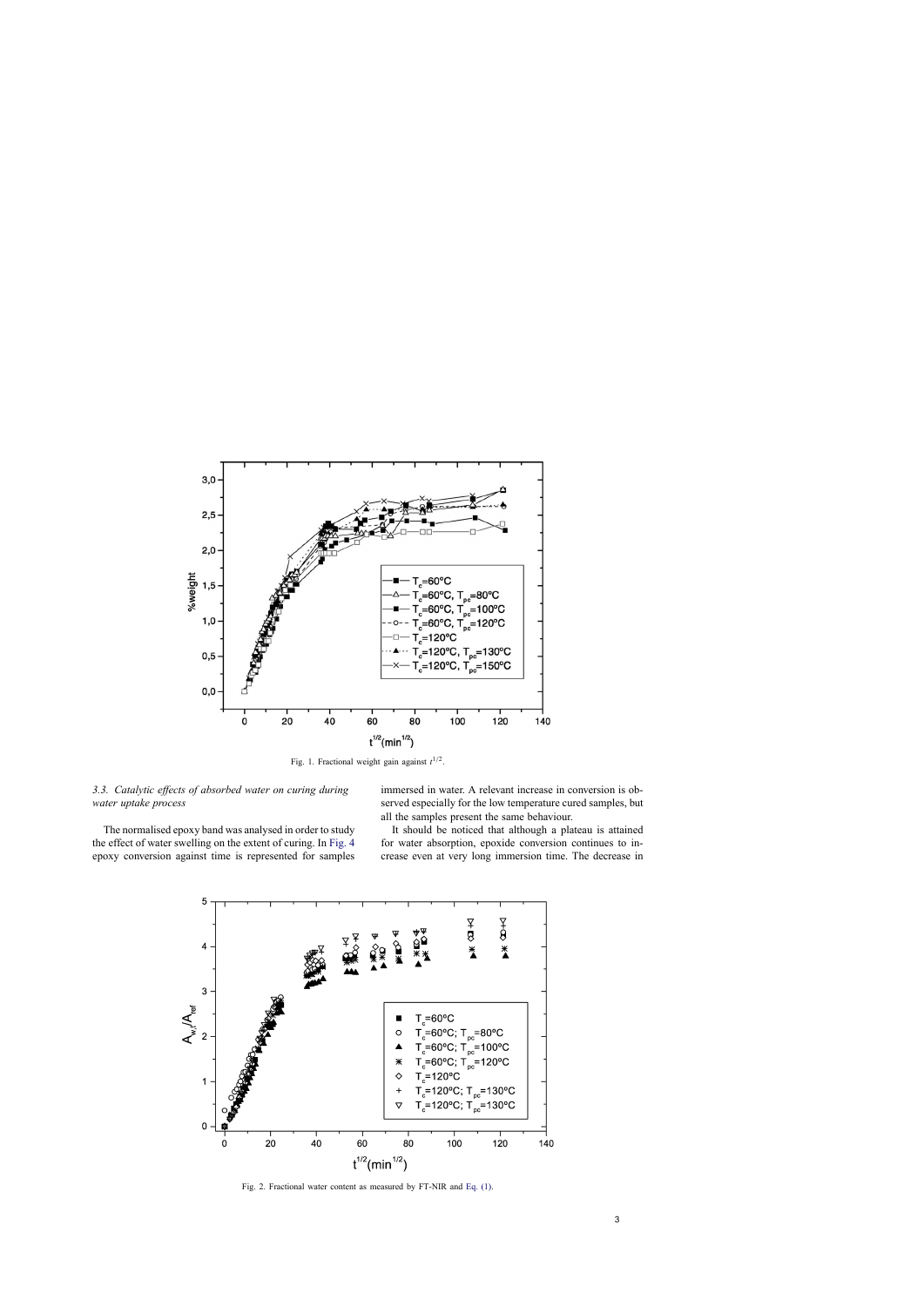Fig. 1. Fractional weight gain against $t^{1/2}$.

### 3.3. Catalytic effects of absorbed water on curing during water uptake process

The normalised epoxy band was analysed in order to study the effect of water swelling on the extent of curing. In Fig. 4 epoxy conversion against time is represented for samples immersed in water. A relevant increase in conversion is observed especially for the low temperature cured samples, but all the samples present the same behaviour.

It should be noticed that although a plateau is attained for water absorption, epoxide conversion continues to increase even at very long immersion time. The decrease in

Fig. 2. Fractional water content as measured by FT-NIR and Eq. (1).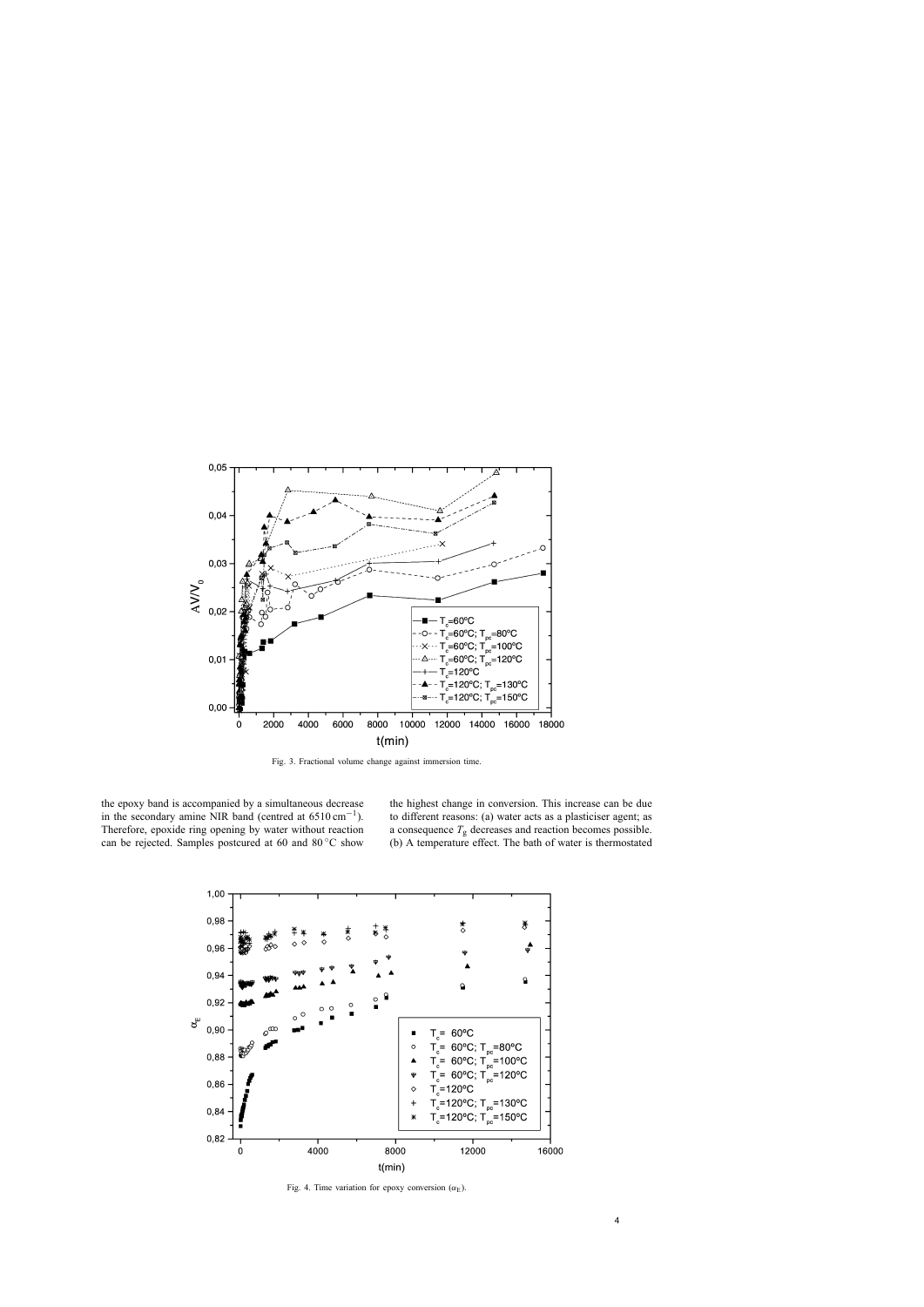Fig. 3. Fractional volume change against immersion time.

the epoxy band is accompanied by a simultaneous decrease in the secondary amine NIR band (centred at $6510\,\mathrm{cm}^{-1}$). Therefore, epoxide ring opening by water without reaction can be rejected. Samples postcured at 60 and 80 °C show the highest change in conversion. This increase can be due to different reasons: (a) water acts as a plasticiser agent; as a consequence $T_g$ decreases and reaction becomes possible. (b) A temperature effect. The bath of water is thermostated

Fig. 4. Time variation for epoxy conversion ($\alpha_E$).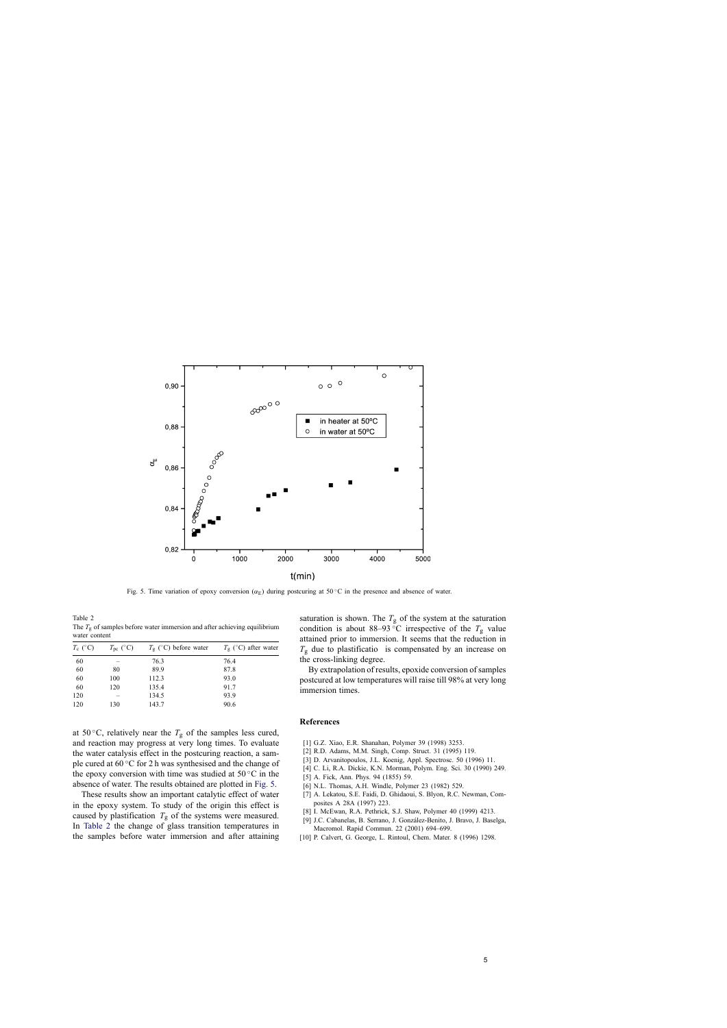0,90
0,88
0,86
0,84
0,82
$\alpha_E$
0
1000
2000
3000
4000
5000
t(min)
in heater at 50ºC
in water at 50ºC

Fig. 5. Time variation of epoxy conversion ($\alpha_E$) during postcuring at 50 °C in the presence and absence of water.

Table 2
The $T_g$ of samples before water immersion and after achieving equilibrium water content

| $T_c$ (°C) | $T_{pc}$ (°C) | $T_g$ (°C) before water | $T_g$ (°C) after water |
|---|---|---|---|
| 60 | – | 76.3 | 76.4 |
| 60 | 80 | 89.9 | 87.8 |
| 60 | 100 | 112.3 | 93.0 |
| 60 | 120 | 135.4 | 91.7 |
| 120 | – | 134.5 | 93.9 |
| 120 | 130 | 143.7 | 90.6 |

at 50 °C, relatively near the $T_g$ of the samples less cured, and reaction may progress at very long times. To evaluate the water catalysis effect in the postcuring reaction, a sample cured at 60 °C for 2 h was synthesised and the change of the epoxy conversion with time was studied at 50 °C in the absence of water. The results obtained are plotted in Fig. 5.

These results show an important catalytic effect of water in the epoxy system. To study of the origin this effect is caused by plastification $T_g$ of the systems were measured. In Table 2 the change of glass transition temperatures in the samples before water immersion and after attaining saturation is shown. The $T_g$ of the system at the saturation condition is about 88–93 °C irrespective of the $T_g$ value attained prior to immersion. It seems that the reduction in $T_g$ due to plastificatio is compensated by an increase on the cross-linking degree.

By extrapolation of results, epoxide conversion of samples postcured at low temperatures will raise till 98% at very long immersion times.

## References

[1] G.Z. Xiao, E.R. Shanahan, Polymer 39 (1998) 3253.

[2] R.D. Adams, M.M. Singh, Comp. Struct. 31 (1995) 119.

[3] D. Arvanitopoulos, J.L. Koenig, Appl. Spectrosc. 50 (1996) 11.

[4] C. Li, R.A. Dickie, K.N. Morman, Polym. Eng. Sci. 30 (1990) 249.

[5] A. Fick, Ann. Phys. 94 (1855) 59.

[6] N.L. Thomas, A.H. Windle, Polymer 23 (1982) 529.

[7] A. Lekatou, S.E. Faidi, D. Ghidaoui, S. Blyon, R.C. Newman, Composites A 28A (1997) 223.

[8] I. McEwan, R.A. Pethrick, S.J. Shaw, Polymer 40 (1999) 4213.

[9] J.C. Cabanelas, B. Serrano, J. González-Benito, J. Bravo, J. Baselga, Macromol. Rapid Commun. 22 (2001) 694–699.

[10] P. Calvert, G. George, L. Rintoul, Chem. Mater. 8 (1996) 1298.